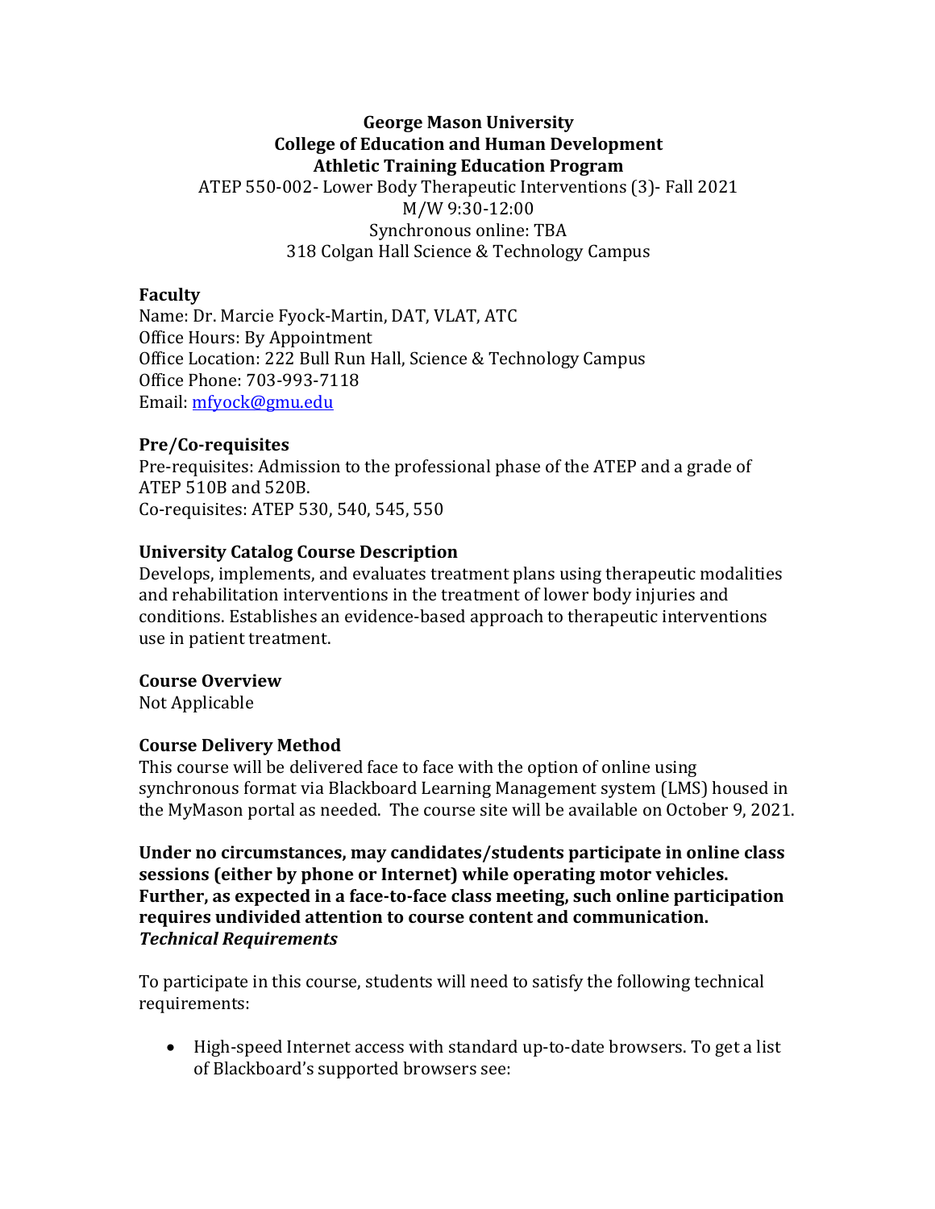**George Mason University**
**College of Education and Human Development**
**Athletic Training Education Program**

ATEP 550-002- Lower Body Therapeutic Interventions (3)- Fall 2021
M/W 9:30-12:00
Synchronous online: TBA
318 Colgan Hall Science & Technology Campus

### Faculty

Name: Dr. Marcie Fyock-Martin, DAT, VLAT, ATC
Office Hours: By Appointment
Office Location: 222 Bull Run Hall, Science & Technology Campus
Office Phone: 703-993-7118
Email: mfyock@gmu.edu

### Pre/Co-requisites

Pre-requisites: Admission to the professional phase of the ATEP and a grade of ATEP 510B and 520B.
Co-requisites: ATEP 530, 540, 545, 550

### University Catalog Course Description

Develops, implements, and evaluates treatment plans using therapeutic modalities and rehabilitation interventions in the treatment of lower body injuries and conditions. Establishes an evidence-based approach to therapeutic interventions use in patient treatment.

### Course Overview

Not Applicable

### Course Delivery Method

This course will be delivered face to face with the option of online using synchronous format via Blackboard Learning Management system (LMS) housed in the MyMason portal as needed. The course site will be available on October 9, 2021.

**Under no circumstances, may candidates/students participate in online class sessions (either by phone or Internet) while operating motor vehicles. Further, as expected in a face-to-face class meeting, such online participation requires undivided attention to course content and communication.**

***Technical Requirements***

To participate in this course, students will need to satisfy the following technical requirements:

- High-speed Internet access with standard up-to-date browsers. To get a list of Blackboard's supported browsers see: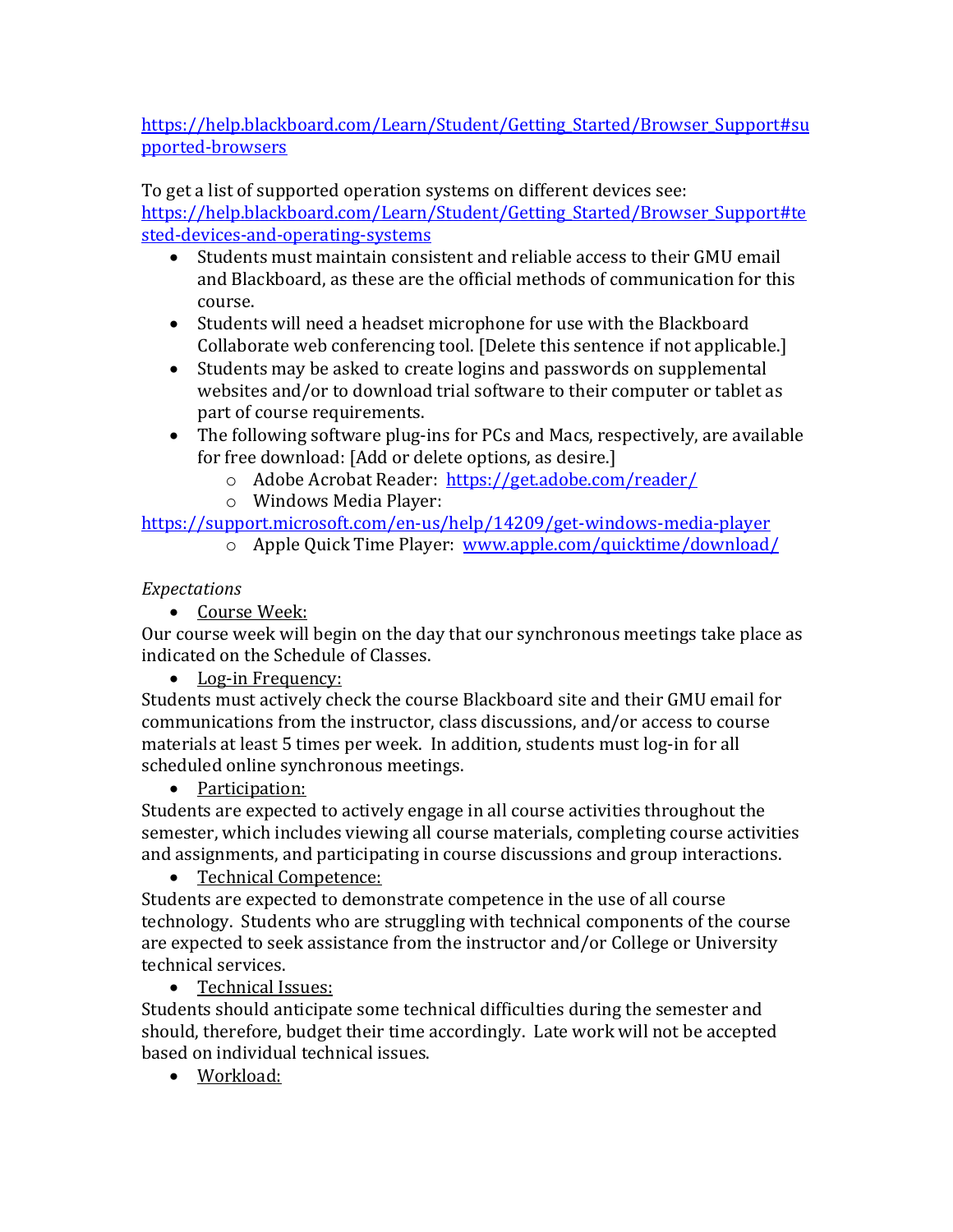https://help.blackboard.com/Learn/Student/Getting_Started/Browser_Support#supported-browsers

To get a list of supported operation systems on different devices see:
https://help.blackboard.com/Learn/Student/Getting_Started/Browser_Support#tested-devices-and-operating-systems

- Students must maintain consistent and reliable access to their GMU email and Blackboard, as these are the official methods of communication for this course.
- Students will need a headset microphone for use with the Blackboard Collaborate web conferencing tool. [Delete this sentence if not applicable.]
- Students may be asked to create logins and passwords on supplemental websites and/or to download trial software to their computer or tablet as part of course requirements.
- The following software plug-ins for PCs and Macs, respectively, are available for free download: [Add or delete options, as desire.]
  - Adobe Acrobat Reader: https://get.adobe.com/reader/
  - Windows Media Player: https://support.microsoft.com/en-us/help/14209/get-windows-media-player
  - Apple Quick Time Player: www.apple.com/quicktime/download/

*Expectations*

- Course Week:

Our course week will begin on the day that our synchronous meetings take place as indicated on the Schedule of Classes.

- Log-in Frequency:

Students must actively check the course Blackboard site and their GMU email for communications from the instructor, class discussions, and/or access to course materials at least 5 times per week. In addition, students must log-in for all scheduled online synchronous meetings.

- Participation:

Students are expected to actively engage in all course activities throughout the semester, which includes viewing all course materials, completing course activities and assignments, and participating in course discussions and group interactions.

- Technical Competence:

Students are expected to demonstrate competence in the use of all course technology. Students who are struggling with technical components of the course are expected to seek assistance from the instructor and/or College or University technical services.

- Technical Issues:

Students should anticipate some technical difficulties during the semester and should, therefore, budget their time accordingly. Late work will not be accepted based on individual technical issues.

- Workload: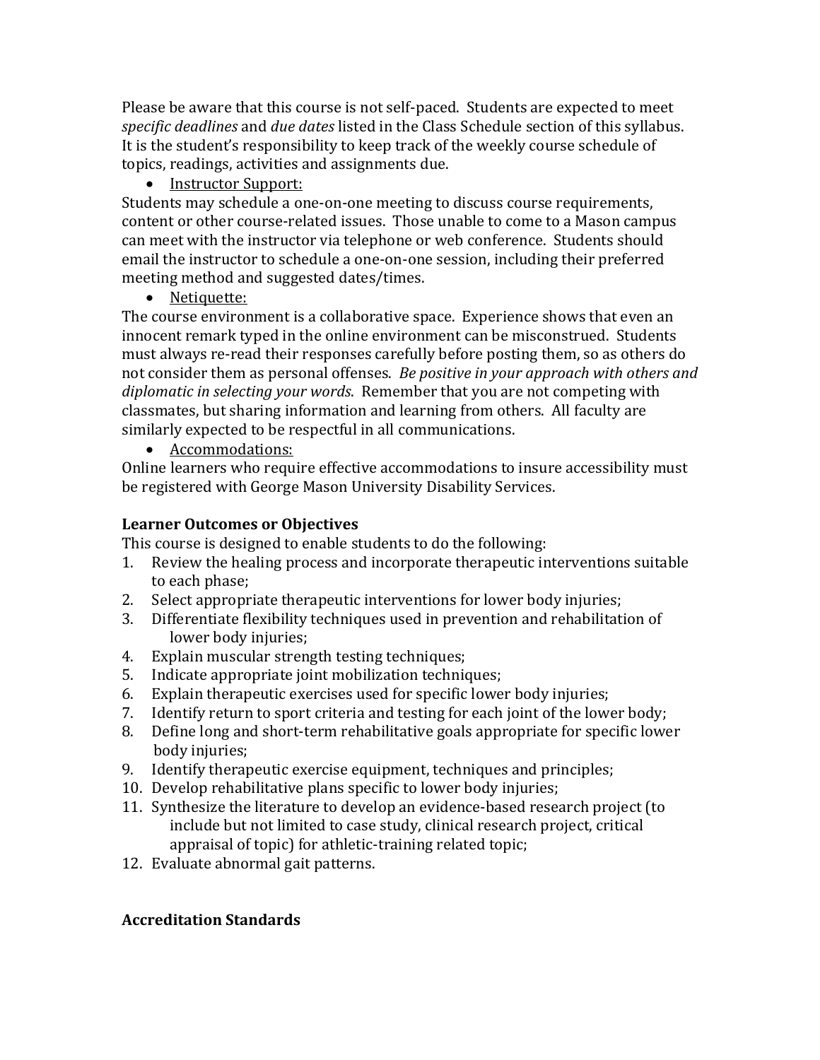Please be aware that this course is not self-paced. Students are expected to meet *specific deadlines* and *due dates* listed in the Class Schedule section of this syllabus. It is the student's responsibility to keep track of the weekly course schedule of topics, readings, activities and assignments due.

- Instructor Support:

Students may schedule a one-on-one meeting to discuss course requirements, content or other course-related issues. Those unable to come to a Mason campus can meet with the instructor via telephone or web conference. Students should email the instructor to schedule a one-on-one session, including their preferred meeting method and suggested dates/times.

- Netiquette:

The course environment is a collaborative space. Experience shows that even an innocent remark typed in the online environment can be misconstrued. Students must always re-read their responses carefully before posting them, so as others do not consider them as personal offenses. *Be positive in your approach with others and diplomatic in selecting your words*. Remember that you are not competing with classmates, but sharing information and learning from others. All faculty are similarly expected to be respectful in all communications.

- Accommodations:

Online learners who require effective accommodations to insure accessibility must be registered with George Mason University Disability Services.

**Learner Outcomes or Objectives**

This course is designed to enable students to do the following:

1. Review the healing process and incorporate therapeutic interventions suitable to each phase;
2. Select appropriate therapeutic interventions for lower body injuries;
3. Differentiate flexibility techniques used in prevention and rehabilitation of lower body injuries;
4. Explain muscular strength testing techniques;
5. Indicate appropriate joint mobilization techniques;
6. Explain therapeutic exercises used for specific lower body injuries;
7. Identify return to sport criteria and testing for each joint of the lower body;
8. Define long and short-term rehabilitative goals appropriate for specific lower body injuries;
9. Identify therapeutic exercise equipment, techniques and principles;
10. Develop rehabilitative plans specific to lower body injuries;
11. Synthesize the literature to develop an evidence-based research project (to include but not limited to case study, clinical research project, critical appraisal of topic) for athletic-training related topic;
12. Evaluate abnormal gait patterns.

**Accreditation Standards**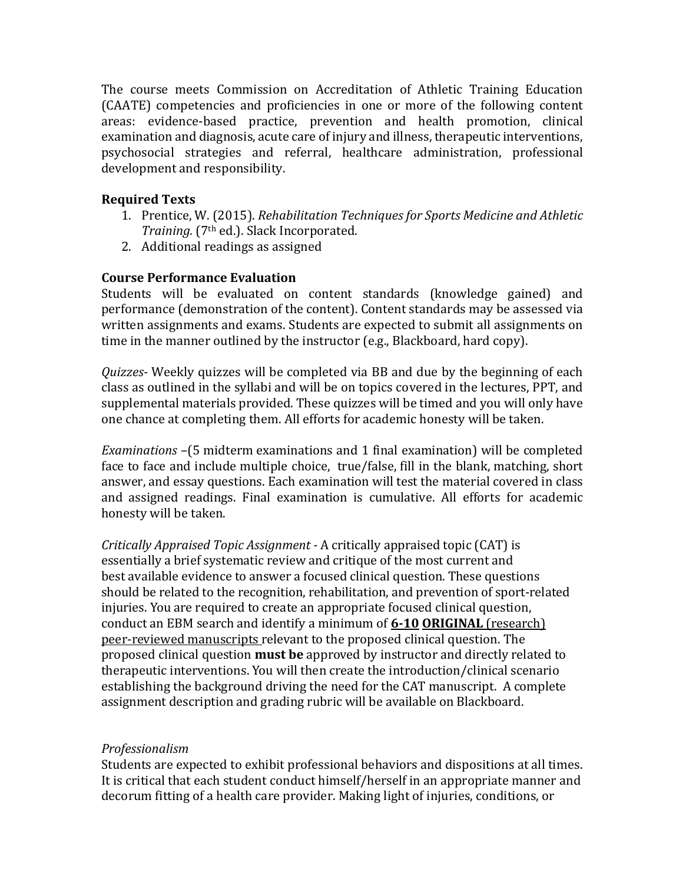The course meets Commission on Accreditation of Athletic Training Education (CAATE) competencies and proficiencies in one or more of the following content areas: evidence-based practice, prevention and health promotion, clinical examination and diagnosis, acute care of injury and illness, therapeutic interventions, psychosocial strategies and referral, healthcare administration, professional development and responsibility.

**Required Texts**

1. Prentice, W. (2015). *Rehabilitation Techniques for Sports Medicine and Athletic Training.* (7th ed.). Slack Incorporated.
2. Additional readings as assigned

**Course Performance Evaluation**

Students will be evaluated on content standards (knowledge gained) and performance (demonstration of the content). Content standards may be assessed via written assignments and exams. Students are expected to submit all assignments on time in the manner outlined by the instructor (e.g., Blackboard, hard copy).

*Quizzes*- Weekly quizzes will be completed via BB and due by the beginning of each class as outlined in the syllabi and will be on topics covered in the lectures, PPT, and supplemental materials provided. These quizzes will be timed and you will only have one chance at completing them. All efforts for academic honesty will be taken.

*Examinations* –(5 midterm examinations and 1 final examination) will be completed face to face and include multiple choice, true/false, fill in the blank, matching, short answer, and essay questions. Each examination will test the material covered in class and assigned readings. Final examination is cumulative. All efforts for academic honesty will be taken.

*Critically Appraised Topic Assignment* - A critically appraised topic (CAT) is essentially a brief systematic review and critique of the most current and best available evidence to answer a focused clinical question. These questions should be related to the recognition, rehabilitation, and prevention of sport-related injuries. You are required to create an appropriate focused clinical question, conduct an EBM search and identify a minimum of <u>**6-10**</u> <u>**ORIGINAL**</u> <u>(research) peer-reviewed manuscripts</u> relevant to the proposed clinical question. The proposed clinical question **must be** approved by instructor and directly related to therapeutic interventions. You will then create the introduction/clinical scenario establishing the background driving the need for the CAT manuscript. A complete assignment description and grading rubric will be available on Blackboard.

*Professionalism*

Students are expected to exhibit professional behaviors and dispositions at all times. It is critical that each student conduct himself/herself in an appropriate manner and decorum fitting of a health care provider. Making light of injuries, conditions, or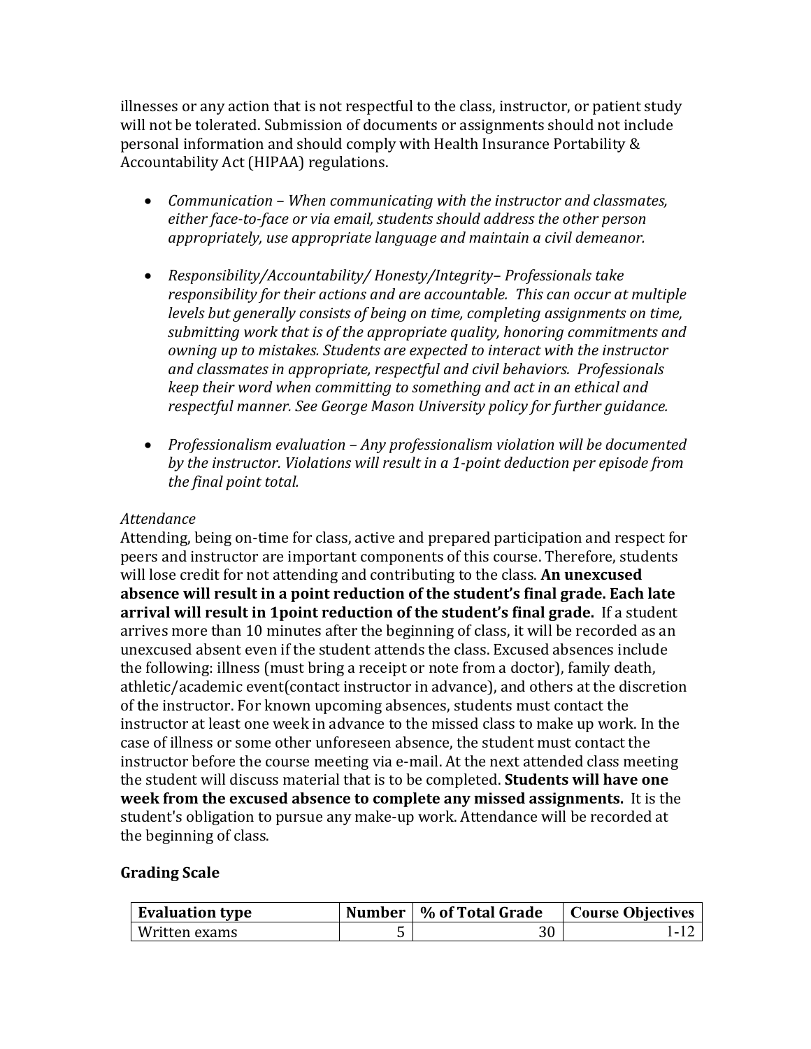illnesses or any action that is not respectful to the class, instructor, or patient study will not be tolerated. Submission of documents or assignments should not include personal information and should comply with Health Insurance Portability & Accountability Act (HIPAA) regulations.

- *Communication – When communicating with the instructor and classmates, either face-to-face or via email, students should address the other person appropriately, use appropriate language and maintain a civil demeanor.*

- *Responsibility/Accountability/ Honesty/Integrity– Professionals take responsibility for their actions and are accountable. This can occur at multiple levels but generally consists of being on time, completing assignments on time, submitting work that is of the appropriate quality, honoring commitments and owning up to mistakes. Students are expected to interact with the instructor and classmates in appropriate, respectful and civil behaviors. Professionals keep their word when committing to something and act in an ethical and respectful manner. See George Mason University policy for further guidance.*

- *Professionalism evaluation – Any professionalism violation will be documented by the instructor. Violations will result in a 1-point deduction per episode from the final point total.*

*Attendance*

Attending, being on-time for class, active and prepared participation and respect for peers and instructor are important components of this course. Therefore, students will lose credit for not attending and contributing to the class. **An unexcused absence will result in a point reduction of the student's final grade. Each late arrival will result in 1point reduction of the student's final grade.** If a student arrives more than 10 minutes after the beginning of class, it will be recorded as an unexcused absent even if the student attends the class. Excused absences include the following: illness (must bring a receipt or note from a doctor), family death, athletic/academic event(contact instructor in advance), and others at the discretion of the instructor. For known upcoming absences, students must contact the instructor at least one week in advance to the missed class to make up work. In the case of illness or some other unforeseen absence, the student must contact the instructor before the course meeting via e-mail. At the next attended class meeting the student will discuss material that is to be completed. **Students will have one week from the excused absence to complete any missed assignments.** It is the student's obligation to pursue any make-up work. Attendance will be recorded at the beginning of class.

**Grading Scale**

| Evaluation type | Number | % of Total Grade | Course Objectives |
|---|---|---|---|
| Written exams | 5 | 30 | 1-12 |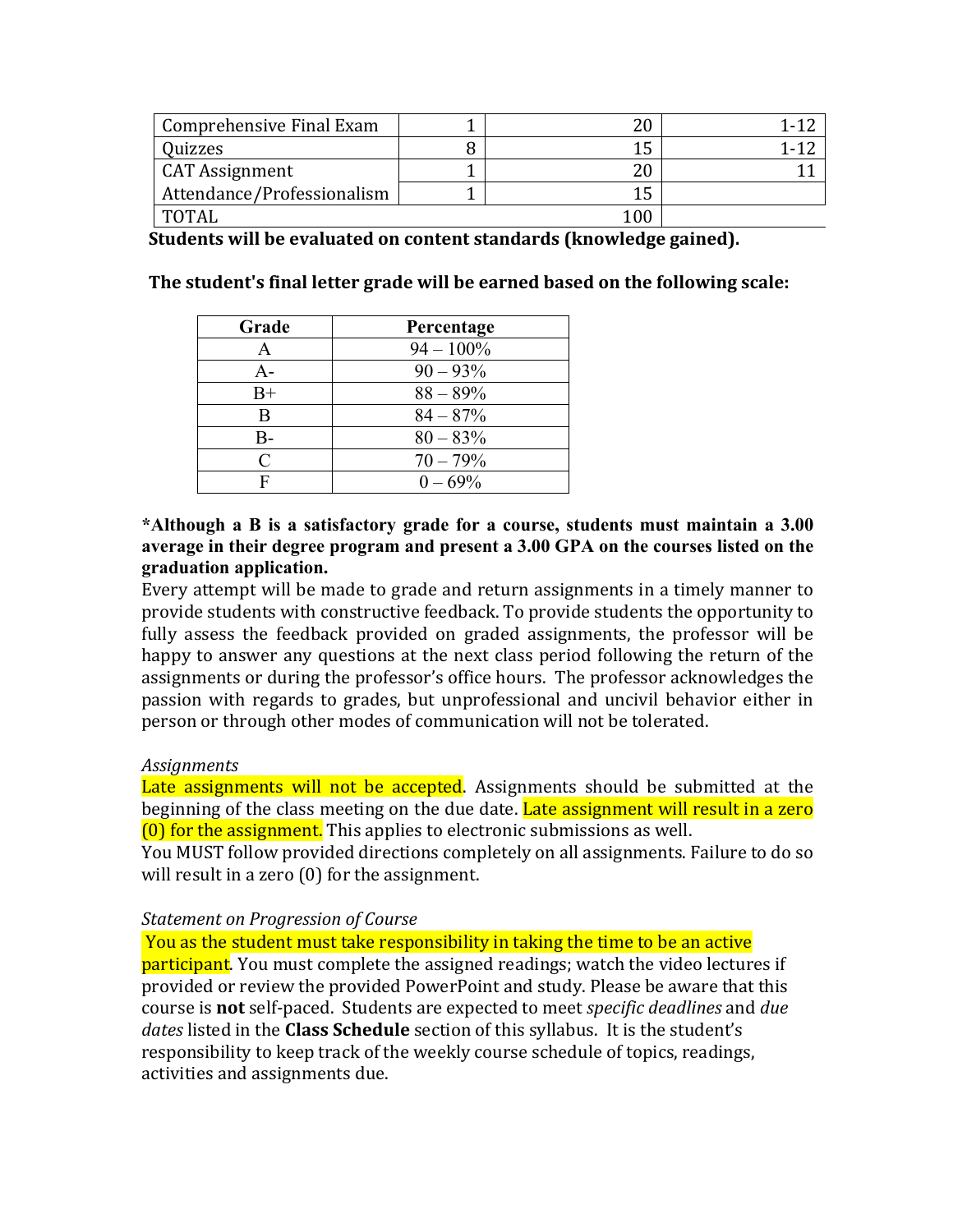| Comprehensive Final Exam | 1 | 20 | 1-12 |
|---|---|---|---|
| Quizzes | 8 | 15 | 1-12 |
| CAT Assignment | 1 | 20 | 11 |
| Attendance/Professionalism | 1 | 15 | |
| TOTAL | | 100 | |

**Students will be evaluated on content standards (knowledge gained).**

**The student's final letter grade will be earned based on the following scale:**

| Grade | Percentage |
|---|---|
| A | 94 – 100% |
| A- | 90 – 93% |
| B+ | 88 – 89% |
| B | 84 – 87% |
| B- | 80 – 83% |
| C | 70 – 79% |
| F | 0 – 69% |

***Although a B is a satisfactory grade for a course, students must maintain a 3.00 average in their degree program and present a 3.00 GPA on the courses listed on the graduation application.**

Every attempt will be made to grade and return assignments in a timely manner to provide students with constructive feedback. To provide students the opportunity to fully assess the feedback provided on graded assignments, the professor will be happy to answer any questions at the next class period following the return of the assignments or during the professor's office hours. The professor acknowledges the passion with regards to grades, but unprofessional and uncivil behavior either in person or through other modes of communication will not be tolerated.

*Assignments*

Late assignments will not be accepted. Assignments should be submitted at the beginning of the class meeting on the due date. Late assignment will result in a zero (0) for the assignment. This applies to electronic submissions as well.

You MUST follow provided directions completely on all assignments. Failure to do so will result in a zero (0) for the assignment.

*Statement on Progression of Course*

You as the student must take responsibility in taking the time to be an active participant. You must complete the assigned readings; watch the video lectures if provided or review the provided PowerPoint and study. Please be aware that this course is **not** self-paced. Students are expected to meet *specific deadlines* and *due dates* listed in the **Class Schedule** section of this syllabus. It is the student's responsibility to keep track of the weekly course schedule of topics, readings, activities and assignments due.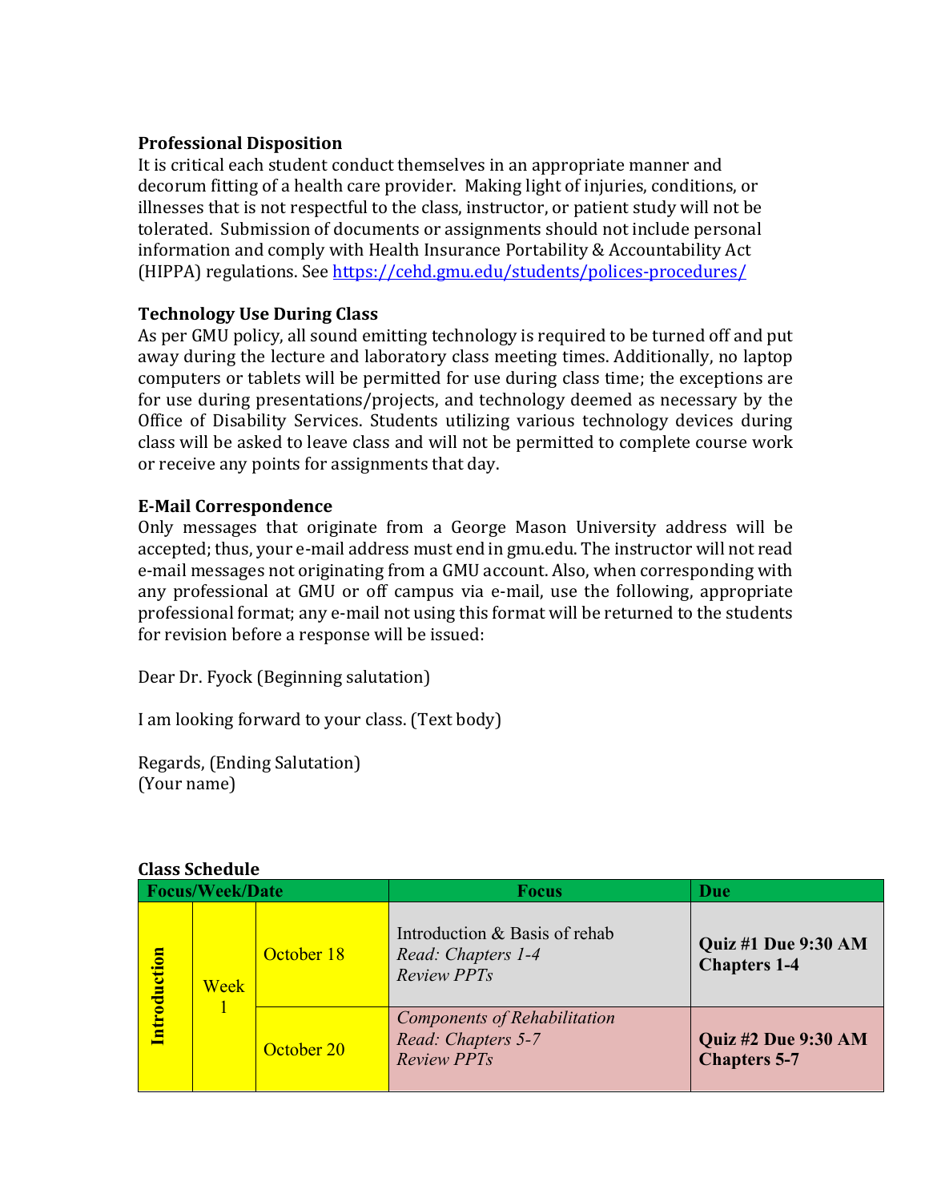**Professional Disposition**

It is critical each student conduct themselves in an appropriate manner and decorum fitting of a health care provider. Making light of injuries, conditions, or illnesses that is not respectful to the class, instructor, or patient study will not be tolerated. Submission of documents or assignments should not include personal information and comply with Health Insurance Portability & Accountability Act (HIPPA) regulations. See https://cehd.gmu.edu/students/polices-procedures/

**Technology Use During Class**

As per GMU policy, all sound emitting technology is required to be turned off and put away during the lecture and laboratory class meeting times. Additionally, no laptop computers or tablets will be permitted for use during class time; the exceptions are for use during presentations/projects, and technology deemed as necessary by the Office of Disability Services. Students utilizing various technology devices during class will be asked to leave class and will not be permitted to complete course work or receive any points for assignments that day.

**E-Mail Correspondence**

Only messages that originate from a George Mason University address will be accepted; thus, your e-mail address must end in gmu.edu. The instructor will not read e-mail messages not originating from a GMU account. Also, when corresponding with any professional at GMU or off campus via e-mail, use the following, appropriate professional format; any e-mail not using this format will be returned to the students for revision before a response will be issued:

Dear Dr. Fyock (Beginning salutation)

I am looking forward to your class. (Text body)

Regards, (Ending Salutation)
(Your name)

**Class Schedule**

| Focus/Week/Date | | | Focus | Due |
|---|---|---|---|---|
| **Introduction** | Week 1 | October 18 | Introduction & Basis of rehab<br>*Read: Chapters 1-4*<br>*Review PPTs* | **Quiz #1 Due 9:30 AM Chapters 1-4** |
| | | October 20 | *Components of Rehabilitation*<br>*Read: Chapters 5-7*<br>*Review PPTs* | **Quiz #2 Due 9:30 AM Chapters 5-7** |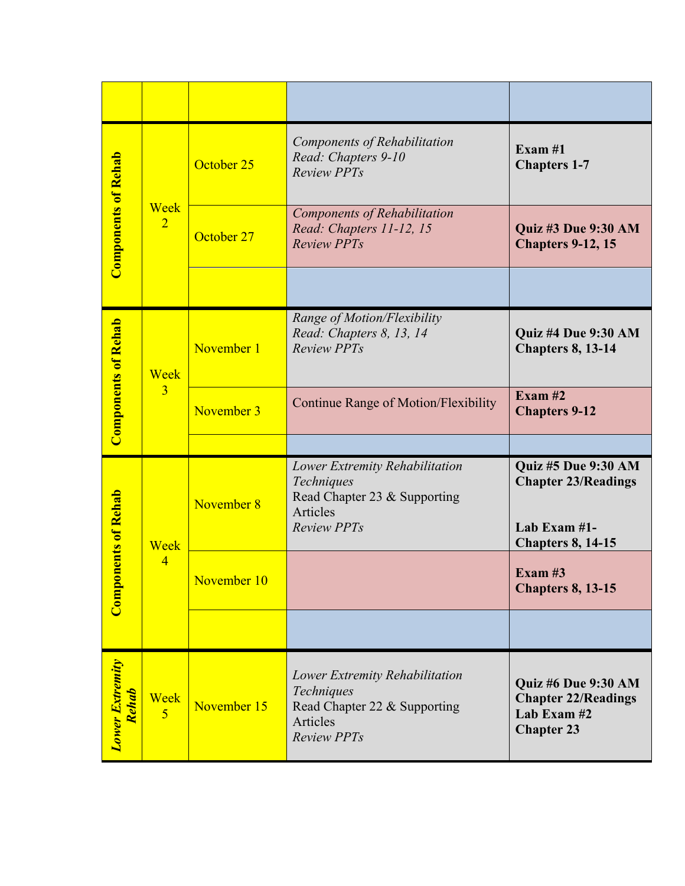| | | | | |
|---|---|---|---|---|
| | | | | |
| **Components of Rehab** | Week 2 | October 25 | *Components of Rehabilitation*<br>*Read: Chapters 9-10*<br>*Review PPTs* | **Exam #1**<br>**Chapters 1-7** |
| | | October 27 | *Components of Rehabilitation*<br>*Read: Chapters 11-12, 15*<br>*Review PPTs* | **Quiz #3 Due 9:30 AM**<br>**Chapters 9-12, 15** |
| | | | | |
| **Components of Rehab** | Week 3 | November 1 | *Range of Motion/Flexibility*<br>*Read: Chapters 8, 13, 14*<br>*Review PPTs* | **Quiz #4 Due 9:30 AM**<br>**Chapters 8, 13-14** |
| | | November 3 | Continue Range of Motion/Flexibility | **Exam #2**<br>**Chapters 9-12** |
| | | | | |
| **Components of Rehab** | Week 4 | November 8 | *Lower Extremity Rehabilitation Techniques*<br>Read Chapter 23 & Supporting Articles<br>*Review PPTs* | **Quiz #5 Due 9:30 AM**<br>**Chapter 23/Readings**<br><br>**Lab Exam #1-**<br>**Chapters 8, 14-15** |
| | | November 10 | | **Exam #3**<br>**Chapters 8, 13-15** |
| | | | | |
| ***Lower Extremity Rehab*** | Week 5 | November 15 | *Lower Extremity Rehabilitation Techniques*<br>Read Chapter 22 & Supporting Articles<br>*Review PPTs* | **Quiz #6 Due 9:30 AM**<br>**Chapter 22/Readings**<br>**Lab Exam #2**<br>**Chapter 23** |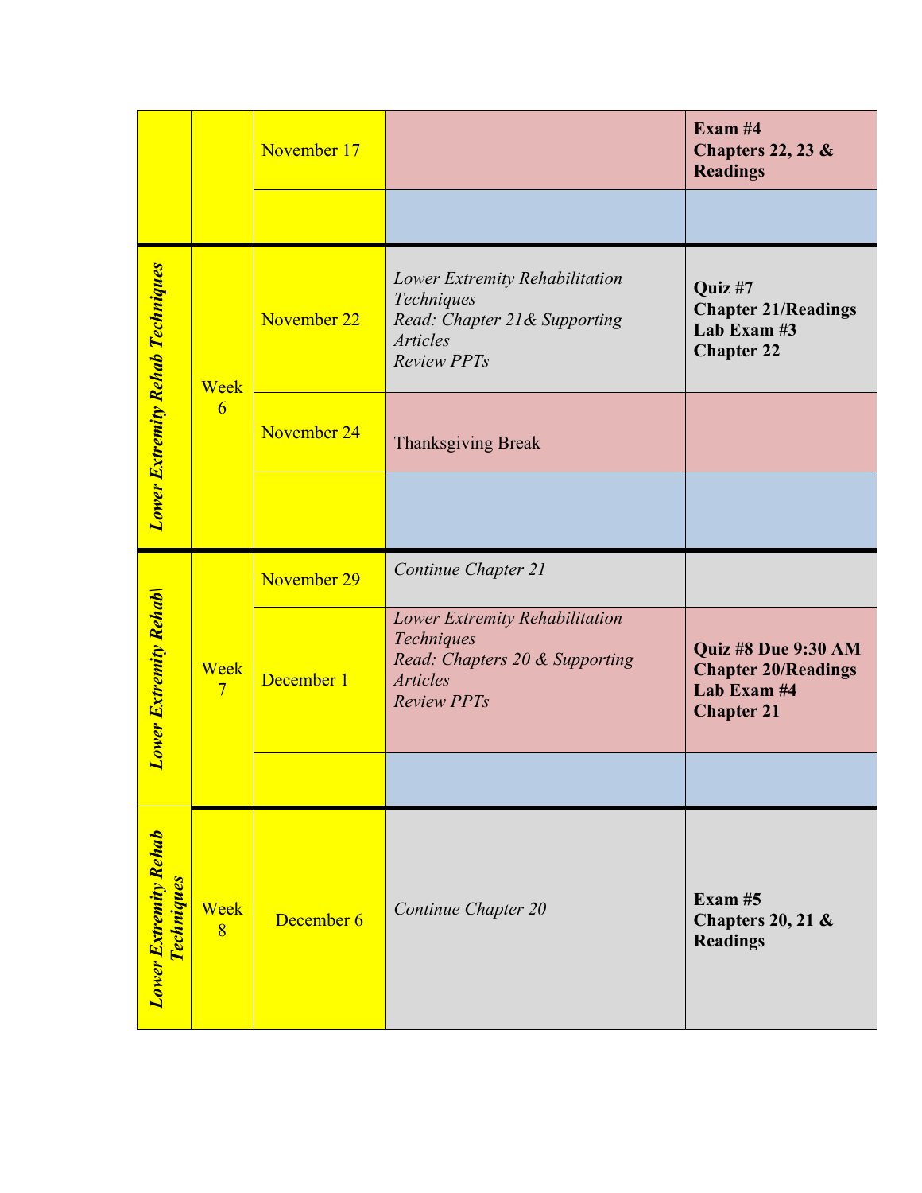| | | | | |
|---|---|---|---|---|
| | | November 17 | | **Exam #4**<br>**Chapters 22, 23 & Readings** |
| | | | | |
| ***Lower Extremity Rehab Techniques*** | Week 6 | November 22 | *Lower Extremity Rehabilitation Techniques*<br>*Read: Chapter 21& Supporting Articles*<br>*Review PPTs* | **Quiz #7**<br>**Chapter 21/Readings**<br>**Lab Exam #3**<br>**Chapter 22** |
| | | November 24 | Thanksgiving Break | |
| | | | | |
| ***Lower Extremity Rehab\\*** | Week 7 | November 29 | *Continue Chapter 21* | |
| | | December 1 | *Lower Extremity Rehabilitation Techniques*<br>*Read: Chapters 20 & Supporting Articles*<br>*Review PPTs* | **Quiz #8 Due 9:30 AM**<br>**Chapter 20/Readings**<br>**Lab Exam #4**<br>**Chapter 21** |
| | | | | |
| ***Lower Extremity Rehab Techniques*** | Week 8 | December 6 | *Continue Chapter 20* | **Exam #5**<br>**Chapters 20, 21 & Readings** |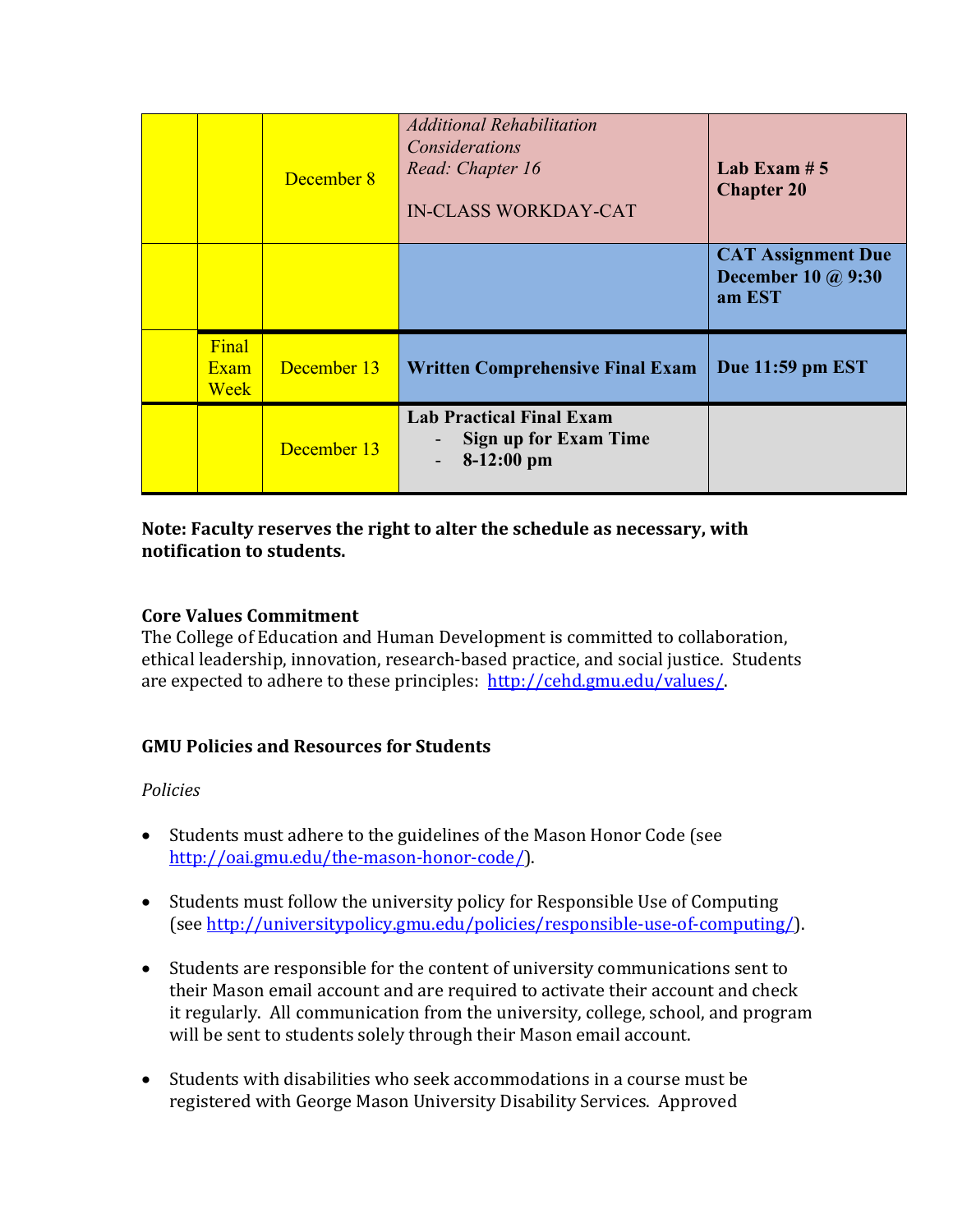| | | | | |
|---|---|---|---|---|
| | | December 8 | *Additional Rehabilitation Considerations* *Read: Chapter 16* IN-CLASS WORKDAY-CAT | **Lab Exam # 5 Chapter 20** |
| | | | | **CAT Assignment Due December 10 @ 9:30 am EST** |
| | Final Exam Week | December 13 | **Written Comprehensive Final Exam** | **Due 11:59 pm EST** |
| | | December 13 | **Lab Practical Final Exam** - **Sign up for Exam Time** - **8-12:00 pm** | |

**Note: Faculty reserves the right to alter the schedule as necessary, with notification to students.**

### Core Values Commitment

The College of Education and Human Development is committed to collaboration, ethical leadership, innovation, research-based practice, and social justice. Students are expected to adhere to these principles: http://cehd.gmu.edu/values/.

### GMU Policies and Resources for Students

*Policies*

- Students must adhere to the guidelines of the Mason Honor Code (see http://oai.gmu.edu/the-mason-honor-code/).
- Students must follow the university policy for Responsible Use of Computing (see http://universitypolicy.gmu.edu/policies/responsible-use-of-computing/).
- Students are responsible for the content of university communications sent to their Mason email account and are required to activate their account and check it regularly. All communication from the university, college, school, and program will be sent to students solely through their Mason email account.
- Students with disabilities who seek accommodations in a course must be registered with George Mason University Disability Services. Approved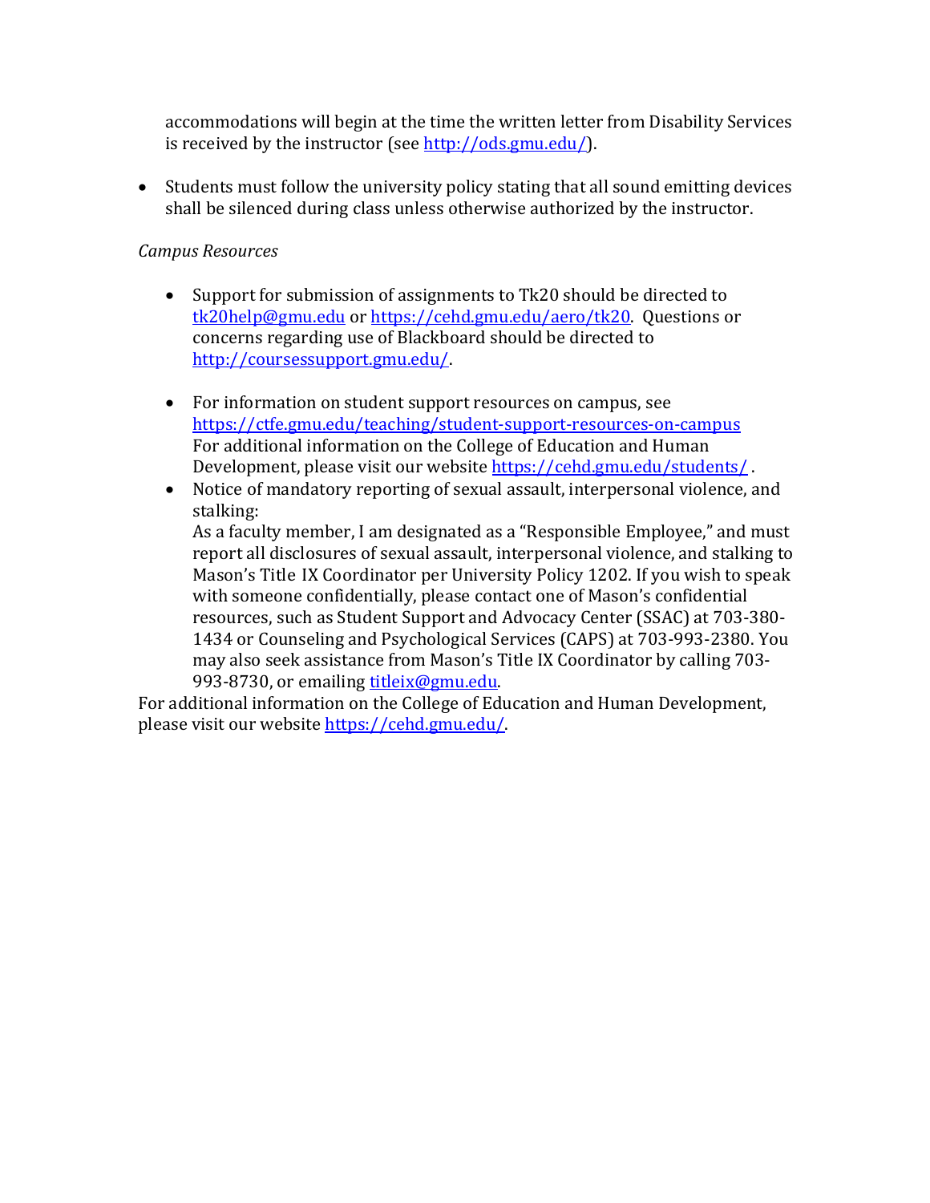accommodations will begin at the time the written letter from Disability Services is received by the instructor (see http://ods.gmu.edu/).

- Students must follow the university policy stating that all sound emitting devices shall be silenced during class unless otherwise authorized by the instructor.

*Campus Resources*

- Support for submission of assignments to Tk20 should be directed to tk20help@gmu.edu or https://cehd.gmu.edu/aero/tk20. Questions or concerns regarding use of Blackboard should be directed to http://coursessupport.gmu.edu/.

- For information on student support resources on campus, see https://ctfe.gmu.edu/teaching/student-support-resources-on-campus For additional information on the College of Education and Human Development, please visit our website https://cehd.gmu.edu/students/ .
- Notice of mandatory reporting of sexual assault, interpersonal violence, and stalking:
  As a faculty member, I am designated as a "Responsible Employee," and must report all disclosures of sexual assault, interpersonal violence, and stalking to Mason's Title IX Coordinator per University Policy 1202. If you wish to speak with someone confidentially, please contact one of Mason's confidential resources, such as Student Support and Advocacy Center (SSAC) at 703-380-1434 or Counseling and Psychological Services (CAPS) at 703-993-2380. You may also seek assistance from Mason's Title IX Coordinator by calling 703-993-8730, or emailing titleix@gmu.edu.

For additional information on the College of Education and Human Development, please visit our website https://cehd.gmu.edu/.